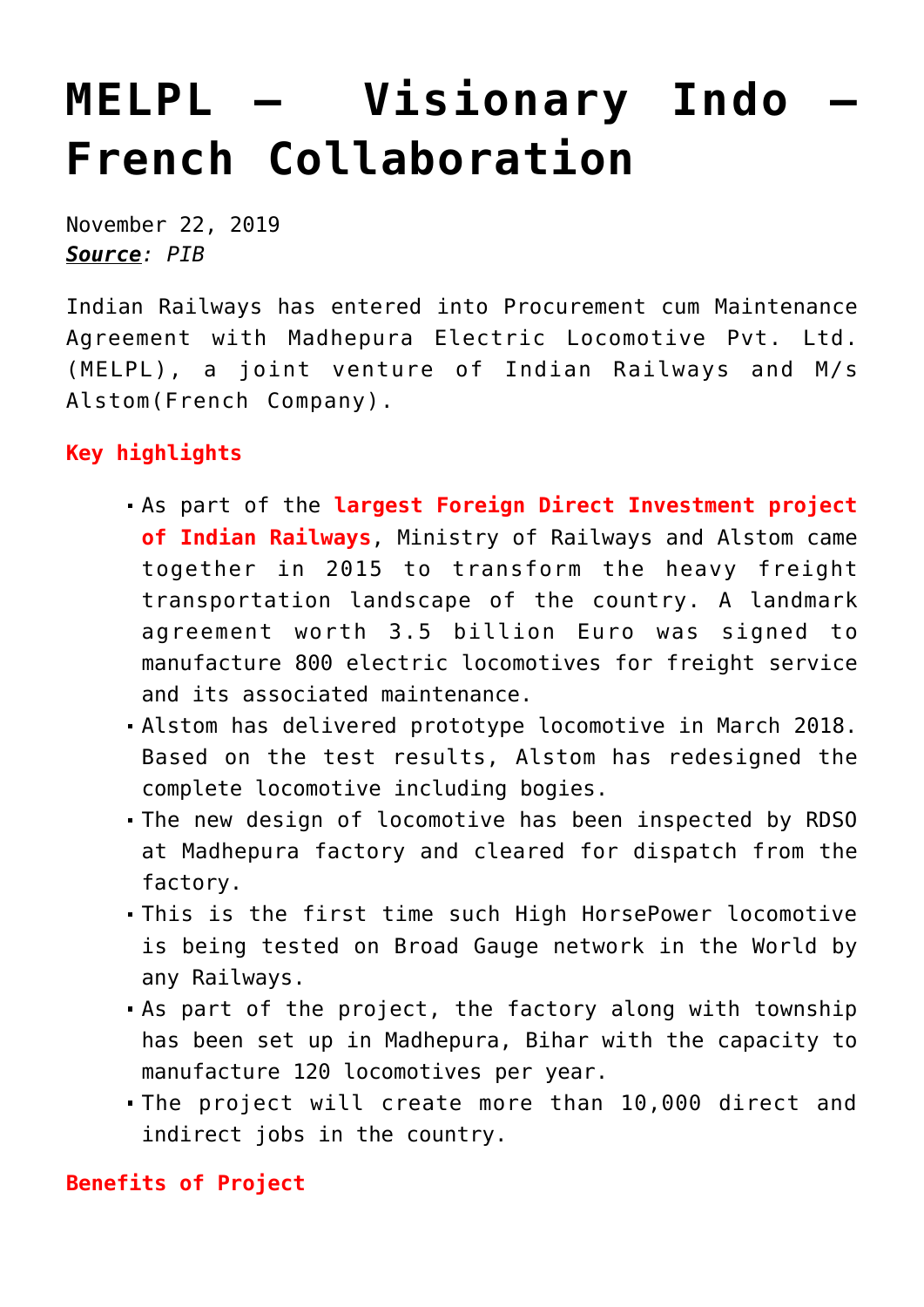# MELPL – Visionary Indo – French Collaboration

November 22, 2019
***Source**: PIB*

Indian Railways has entered into Procurement cum Maintenance Agreement with Madhepura Electric Locomotive Pvt. Ltd. (MELPL), a joint venture of Indian Railways and M/s Alstom(French Company).

**Key highlights**

- As part of the **largest Foreign Direct Investment project of Indian Railways**, Ministry of Railways and Alstom came together in 2015 to transform the heavy freight transportation landscape of the country. A landmark agreement worth 3.5 billion Euro was signed to manufacture 800 electric locomotives for freight service and its associated maintenance.
- Alstom has delivered prototype locomotive in March 2018. Based on the test results, Alstom has redesigned the complete locomotive including bogies.
- The new design of locomotive has been inspected by RDSO at Madhepura factory and cleared for dispatch from the factory.
- This is the first time such High HorsePower locomotive is being tested on Broad Gauge network in the World by any Railways.
- As part of the project, the factory along with township has been set up in Madhepura, Bihar with the capacity to manufacture 120 locomotives per year.
- The project will create more than 10,000 direct and indirect jobs in the country.

**Benefits of Project**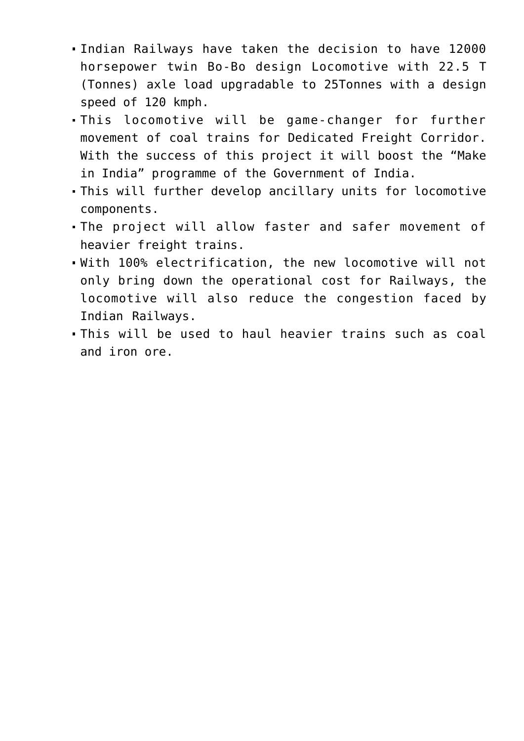- Indian Railways have taken the decision to have 12000 horsepower twin Bo-Bo design Locomotive with 22.5 T (Tonnes) axle load upgradable to 25Tonnes with a design speed of 120 kmph.
- This locomotive will be game-changer for further movement of coal trains for Dedicated Freight Corridor. With the success of this project it will boost the "Make in India" programme of the Government of India.
- This will further develop ancillary units for locomotive components.
- The project will allow faster and safer movement of heavier freight trains.
- With 100% electrification, the new locomotive will not only bring down the operational cost for Railways, the locomotive will also reduce the congestion faced by Indian Railways.
- This will be used to haul heavier trains such as coal and iron ore.